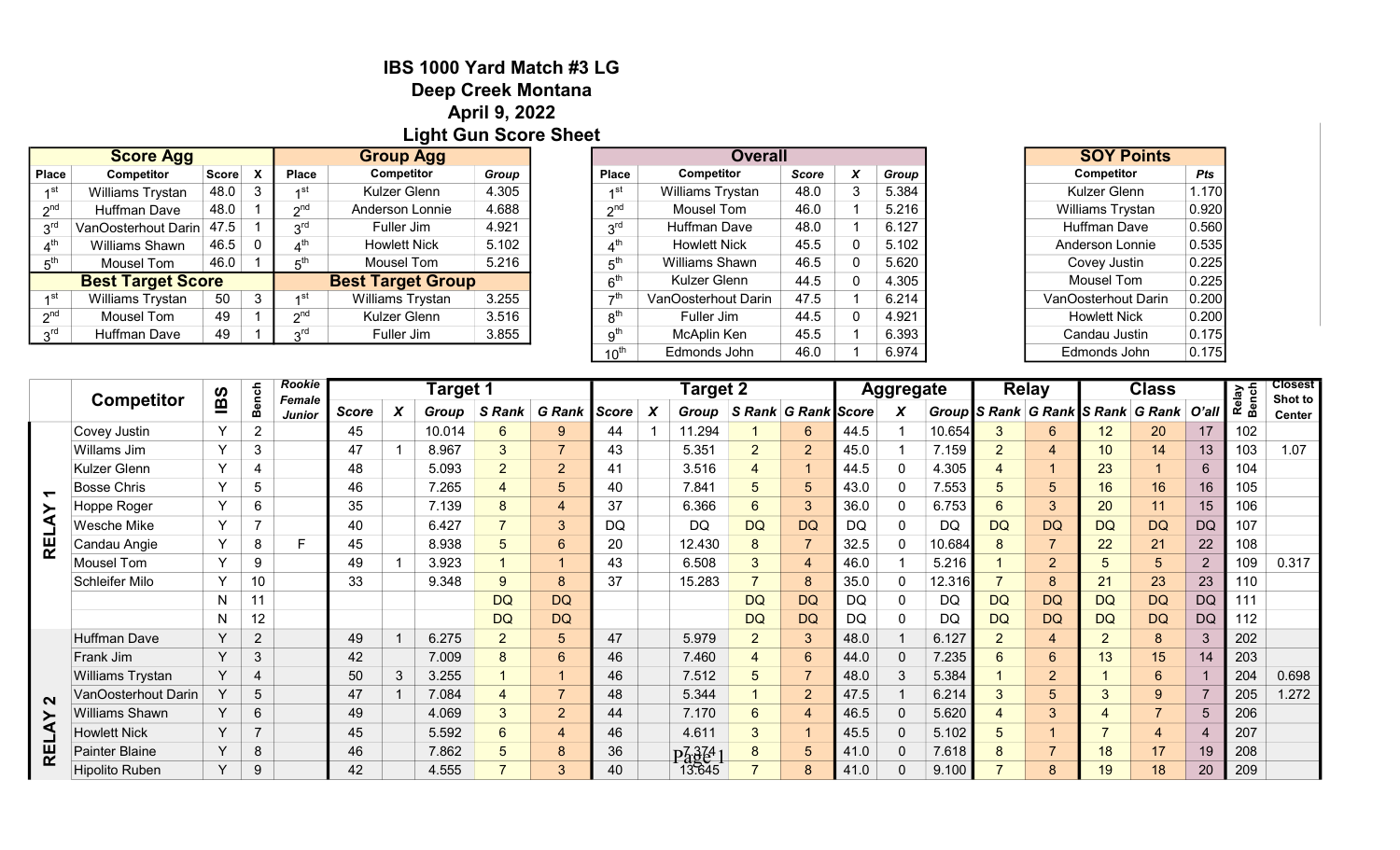# IBS 1000 Yard Match #3 LG
## Deep Creek Montana
## April 9, 2022
## Light Gun Score Sheet

| Score Agg | | | |
|---|---|---|---|
| Place | Competitor | Score | X |
| 1st | Williams Trystan | 48.0 | 3 |
| 2nd | Huffman Dave | 48.0 | 1 |
| 3rd | VanOosterhout Darin | 47.5 | 1 |
| 4th | Williams Shawn | 46.5 | 0 |
| 5th | Mousel Tom | 46.0 | 1 |
| **Best Target Score** | | | |
| 1st | Williams Trystan | 50 | 3 |
| 2nd | Mousel Tom | 49 | 1 |
| 3rd | Huffman Dave | 49 | 1 |

| Group Agg | | |
|---|---|---|
| Place | Competitor | Group |
| 1st | Kulzer Glenn | 4.305 |
| 2nd | Anderson Lonnie | 4.688 |
| 3rd | Fuller Jim | 4.921 |
| 4th | Howlett Nick | 5.102 |
| 5th | Mousel Tom | 5.216 |
| **Best Target Group** | | |
| 1st | Williams Trystan | 3.255 |
| 2nd | Kulzer Glenn | 3.516 |
| 3rd | Fuller Jim | 3.855 |

| Overall | | | | |
|---|---|---|---|---|
| Place | Competitor | Score | X | Group |
| 1st | Williams Trystan | 48.0 | 3 | 5.384 |
| 2nd | Mousel Tom | 46.0 | 1 | 5.216 |
| 3rd | Huffman Dave | 48.0 | 1 | 6.127 |
| 4th | Howlett Nick | 45.5 | 0 | 5.102 |
| 5th | Williams Shawn | 46.5 | 0 | 5.620 |
| 6th | Kulzer Glenn | 44.5 | 0 | 4.305 |
| 7th | VanOosterhout Darin | 47.5 | 1 | 6.214 |
| 8th | Fuller Jim | 44.5 | 0 | 4.921 |
| 9th | McAplin Ken | 45.5 | 1 | 6.393 |
| 10th | Edmonds John | 46.0 | 1 | 6.974 |

| SOY Points | |
|---|---|
| Competitor | Pts |
| Kulzer Glenn | 1.170 |
| Williams Trystan | 0.920 |
| Huffman Dave | 0.560 |
| Anderson Lonnie | 0.535 |
| Covey Justin | 0.225 |
| Mousel Tom | 0.225 |
| VanOosterhout Darin | 0.200 |
| Howlett Nick | 0.200 |
| Candau Justin | 0.175 |
| Edmonds John | 0.175 |

| | Competitor | IBS | Bench | Rookie Female Junior | Target 1 | | | | | Target 2 | | | | | Aggregate | | | Relay | | Class | | | Relay Bench | Closest Shot to Center |
|---|---|---|---|---|---|---|---|---|---|---|---|---|---|---|---|---|---|---|---|---|---|---|---|---|
| | | | | | Score | X | Group | S Rank | G Rank | Score | X | Group | S Rank | G Rank | Score | X | Group | S Rank | G Rank | S Rank | G Rank | O'all | | |
| RELAY 1 | Covey Justin | Y | 2 | | 45 | | 10.014 | 6 | 9 | 44 | 1 | 11.294 | 1 | 6 | 44.5 | 1 | 10.654 | 3 | 6 | 12 | 20 | 17 | 102 | |
| | Willams Jim | Y | 3 | | 47 | 1 | 8.967 | 3 | 7 | 43 | | 5.351 | 2 | 2 | 45.0 | 1 | 7.159 | 2 | 4 | 10 | 14 | 13 | 103 | 1.07 |
| | Kulzer Glenn | Y | 4 | | 48 | | 5.093 | 2 | 2 | 41 | | 3.516 | 4 | 1 | 44.5 | 0 | 4.305 | 4 | 1 | 23 | 1 | 6 | 104 | |
| | Bosse Chris | Y | 5 | | 46 | | 7.265 | 4 | 5 | 40 | | 7.841 | 5 | 5 | 43.0 | 0 | 7.553 | 5 | 5 | 16 | 16 | 16 | 105 | |
| | Hoppe Roger | Y | 6 | | 35 | | 7.139 | 8 | 4 | 37 | | 6.366 | 6 | 3 | 36.0 | 0 | 6.753 | 6 | 3 | 20 | 11 | 15 | 106 | |
| | Wesche Mike | Y | 7 | | 40 | | 6.427 | 7 | 3 | DQ | | DQ | DQ | DQ | DQ | 0 | DQ | DQ | DQ | DQ | DQ | DQ | 107 | |
| | Candau Angie | Y | 8 | F | 45 | | 8.938 | 5 | 6 | 20 | | 12.430 | 8 | 7 | 32.5 | 0 | 10.684 | 8 | 7 | 22 | 21 | 22 | 108 | |
| | Mousel Tom | Y | 9 | | 49 | 1 | 3.923 | 1 | 1 | 43 | | 6.508 | 3 | 4 | 46.0 | 1 | 5.216 | 1 | 2 | 5 | 5 | 2 | 109 | 0.317 |
| | Schleifer Milo | Y | 10 | | 33 | | 9.348 | 9 | 8 | 37 | | 15.283 | 7 | 8 | 35.0 | 0 | 12.316 | 7 | 8 | 21 | 23 | 23 | 110 | |
| | | N | 11 | | | | | DQ | DQ | | | | DQ | DQ | DQ | 0 | DQ | DQ | DQ | DQ | DQ | DQ | 111 | |
| | | N | 12 | | | | | DQ | DQ | | | | DQ | DQ | DQ | 0 | DQ | DQ | DQ | DQ | DQ | DQ | 112 | |
| RELAY 2 | Huffman Dave | Y | 2 | | 49 | 1 | 6.275 | 2 | 5 | 47 | | 5.979 | 2 | 3 | 48.0 | 1 | 6.127 | 2 | 4 | 2 | 8 | 3 | 202 | |
| | Frank Jim | Y | 3 | | 42 | | 7.009 | 8 | 6 | 46 | | 7.460 | 4 | 6 | 44.0 | 0 | 7.235 | 6 | 6 | 13 | 15 | 14 | 203 | |
| | Williams Trystan | Y | 4 | | 50 | 3 | 3.255 | 1 | 1 | 46 | | 7.512 | 5 | 7 | 48.0 | 3 | 5.384 | 1 | 2 | 1 | 6 | 1 | 204 | 0.698 |
| | VanOosterhout Darin | Y | 5 | | 47 | 1 | 7.084 | 4 | 7 | 48 | | 5.344 | 1 | 2 | 47.5 | 1 | 6.214 | 3 | 5 | 3 | 9 | 7 | 205 | 1.272 |
| | Williams Shawn | Y | 6 | | 49 | | 4.069 | 3 | 2 | 44 | | 7.170 | 6 | 4 | 46.5 | 0 | 5.620 | 4 | 3 | 4 | 7 | 5 | 206 | |
| | Howlett Nick | Y | 7 | | 45 | | 5.592 | 6 | 4 | 46 | | 4.611 | 3 | 1 | 45.5 | 0 | 5.102 | 5 | 1 | 7 | 4 | 4 | 207 | |
| | Painter Blaine | Y | 8 | | 46 | | 7.862 | 5 | 8 | 36 | | 7.374 | 8 | 5 | 41.0 | 0 | 7.618 | 8 | 7 | 18 | 17 | 19 | 208 | |
| | Hipolito Ruben | Y | 9 | | 42 | | 4.555 | 7 | 3 | 40 | | 13.645 | 7 | 8 | 41.0 | 0 | 9.100 | 7 | 8 | 19 | 18 | 20 | 209 | |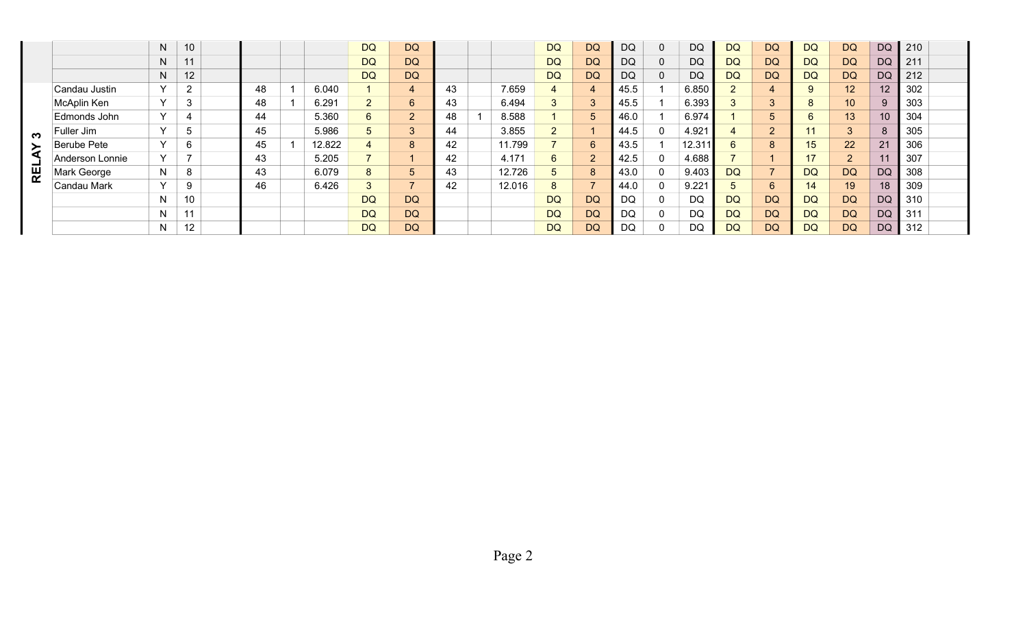| | | | | | | | | | | | | | | | | | | | | | | | | |
|---|---|---|---|---|---|---|---|---|---|---|---|---|---|---|---|---|---|---|---|---|---|---|---|---|
| | | N | 10 | | | | | DQ | DQ | | | | DQ | DQ | DQ | 0 | DQ | DQ | DQ | DQ | DQ | DQ | 210 | |
| | | N | 11 | | | | | DQ | DQ | | | | DQ | DQ | DQ | 0 | DQ | DQ | DQ | DQ | DQ | DQ | 211 | |
| | | N | 12 | | | | | DQ | DQ | | | | DQ | DQ | DQ | 0 | DQ | DQ | DQ | DQ | DQ | DQ | 212 | |
| RELAY 3 | Candau Justin | Y | 2 | | 48 | 1 | 6.040 | 1 | 4 | 43 | | 7.659 | 4 | 4 | 45.5 | 1 | 6.850 | 2 | 4 | 9 | 12 | 12 | 302 | |
| | McAplin Ken | Y | 3 | | 48 | 1 | 6.291 | 2 | 6 | 43 | | 6.494 | 3 | 3 | 45.5 | 1 | 6.393 | 3 | 3 | 8 | 10 | 9 | 303 | |
| | Edmonds John | Y | 4 | | 44 | | 5.360 | 6 | 2 | 48 | 1 | 8.588 | 1 | 5 | 46.0 | 1 | 6.974 | 1 | 5 | 6 | 13 | 10 | 304 | |
| | Fuller Jim | Y | 5 | | 45 | | 5.986 | 5 | 3 | 44 | | 3.855 | 2 | 1 | 44.5 | 0 | 4.921 | 4 | 2 | 11 | 3 | 8 | 305 | |
| | Berube Pete | Y | 6 | | 45 | 1 | 12.822 | 4 | 8 | 42 | | 11.799 | 7 | 6 | 43.5 | 1 | 12.311 | 6 | 8 | 15 | 22 | 21 | 306 | |
| | Anderson Lonnie | Y | 7 | | 43 | | 5.205 | 7 | 1 | 42 | | 4.171 | 6 | 2 | 42.5 | 0 | 4.688 | 7 | 1 | 17 | 2 | 11 | 307 | |
| | Mark George | N | 8 | | 43 | | 6.079 | 8 | 5 | 43 | | 12.726 | 5 | 8 | 43.0 | 0 | 9.403 | DQ | 7 | DQ | DQ | DQ | 308 | |
| | Candau Mark | Y | 9 | | 46 | | 6.426 | 3 | 7 | 42 | | 12.016 | 8 | 7 | 44.0 | 0 | 9.221 | 5 | 6 | 14 | 19 | 18 | 309 | |
| | | N | 10 | | | | | DQ | DQ | | | | DQ | DQ | DQ | 0 | DQ | DQ | DQ | DQ | DQ | DQ | 310 | |
| | | N | 11 | | | | | DQ | DQ | | | | DQ | DQ | DQ | 0 | DQ | DQ | DQ | DQ | DQ | DQ | 311 | |
| | | N | 12 | | | | | DQ | DQ | | | | DQ | DQ | DQ | 0 | DQ | DQ | DQ | DQ | DQ | DQ | 312 | |